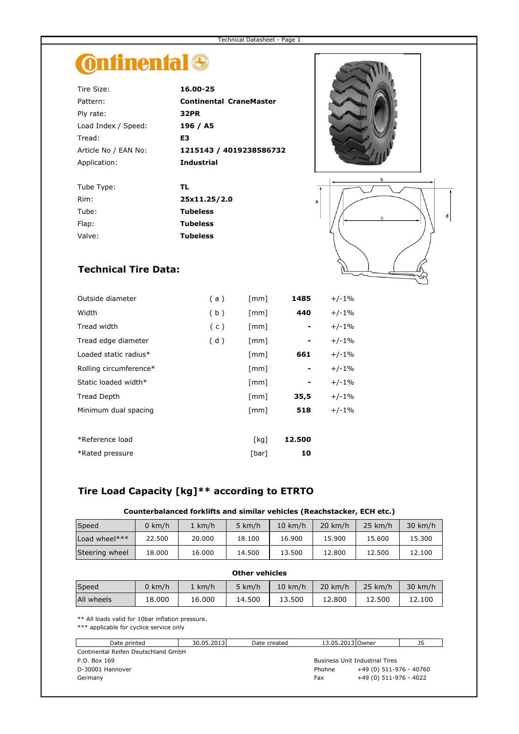# Continental

| | |
|---|---|
| Tire Size: | **16.00-25** |
| Pattern: | **Continental CraneMaster** |
| Ply rate: | **32PR** |
| Load Index / Speed: | **196 / A5** |
| Tread: | **E3** |
| Article No / EAN No: | **1215143 / 4019238586732** |
| Application: | **Industrial** |

| | |
|---|---|
| Tube Type: | **TL** |
| Rim: | **25x11.25/2.0** |
| Tube: | **Tubeless** |
| Flap: | **Tubeless** |
| Valve: | **Tubeless** |

## Technical Tire Data:

| | | | | |
|---|---|---|---|---|
| Outside diameter | ( a ) | [mm] | **1485** | +/-1% |
| Width | ( b ) | [mm] | **440** | +/-1% |
| Tread width | ( c ) | [mm] | **-** | +/-1% |
| Tread edge diameter | ( d ) | [mm] | **-** | +/-1% |
| Loaded static radius* | | [mm] | **661** | +/-1% |
| Rolling circumference* | | [mm] | **-** | +/-1% |
| Static loaded width* | | [mm] | **-** | +/-1% |
| Tread Depth | | [mm] | **35,5** | +/-1% |
| Minimum dual spacing | | [mm] | **518** | +/-1% |

| | | |
|---|---|---|
| *Reference load | [kg] | **12.500** |
| *Rated pressure | [bar] | **10** |

## Tire Load Capacity [kg]** according to ETRTO

**Counterbalanced forklifts and similar vehicles (Reachstacker, ECH etc.)**

| Speed | 0 km/h | 1 km/h | 5 km/h | 10 km/h | 20 km/h | 25 km/h | 30 km/h |
|---|---|---|---|---|---|---|---|
| Load wheel*** | 22.500 | 20.000 | 18.100 | 16.900 | 15.900 | 15.600 | 15.300 |
| Steering wheel | 18.000 | 16.000 | 14.500 | 13.500 | 12.800 | 12.500 | 12.100 |

**Other vehicles**

| Speed | 0 km/h | 1 km/h | 5 km/h | 10 km/h | 20 km/h | 25 km/h | 30 km/h |
|---|---|---|---|---|---|---|---|
| All wheels | 18.000 | 16.000 | 14.500 | 13.500 | 12.800 | 12.500 | 12.100 |

** All loads valid for 10bar inflation pressure.
*** applicable for cyclice service only

| Date printed | 30.05.2013 | Date created | 13.05.2013 | Owner | JS |
|---|---|---|---|---|---|

Continental Reifen Deutschland GmbH
P.O. Box 169
D-30001 Hannover
Germany

Business Unit Industrial Tires
Phohne +49 (0) 511-976 - 40760
Fax +49 (0) 511-976 - 4022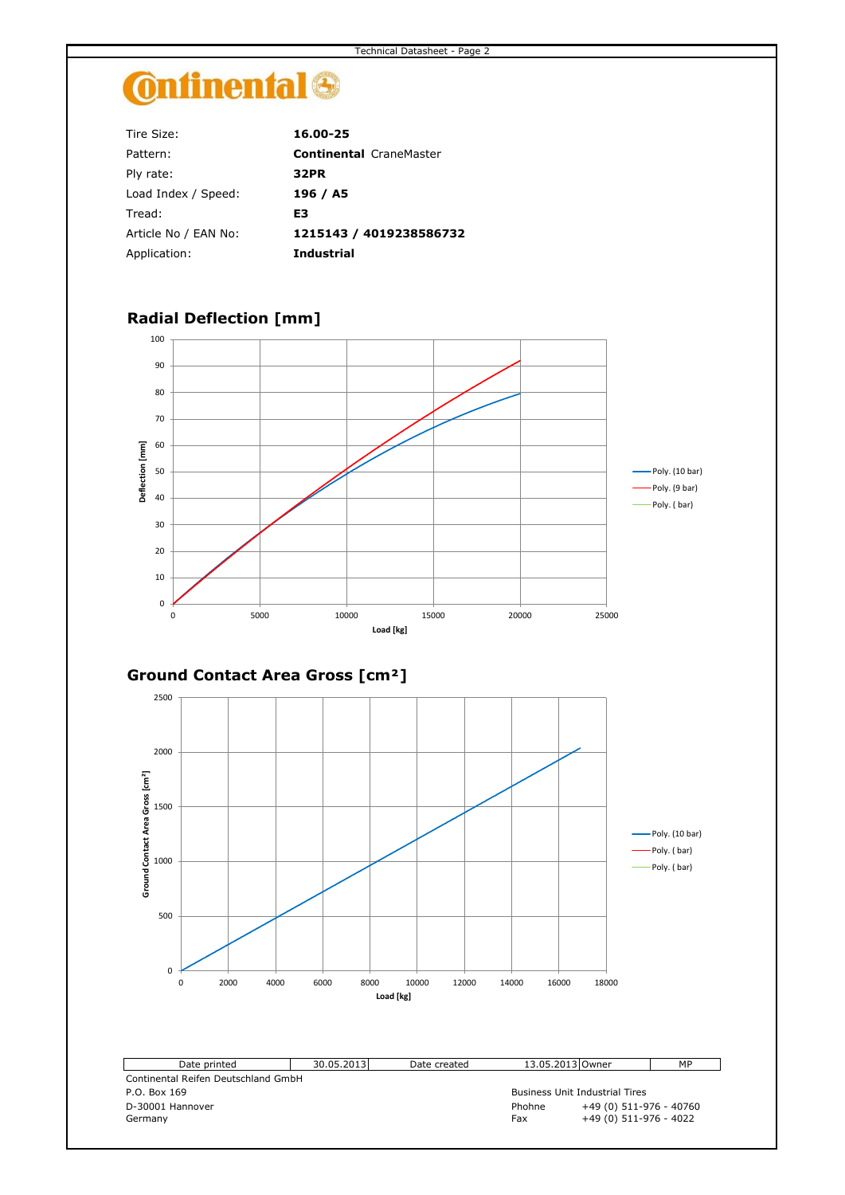Continental

| | |
|---|---|
| Tire Size: | **16.00-25** |
| Pattern: | **Continental** CraneMaster |
| Ply rate: | **32PR** |
| Load Index / Speed: | **196 / A5** |
| Tread: | **E3** |
| Article No / EAN No: | **1215143 / 4019238586732** |
| Application: | **Industrial** |

## Radial Deflection [mm]

Deflection [mm]

0
10
20
30
40
50
60
70
80
90
100

Load [kg]

0
5000
10000
15000
20000
25000

Poly. (10 bar)
Poly. (9 bar)
Poly. ( bar)

## Ground Contact Area Gross [cm²]

Ground Contact Area Gross [cm²]

0
500
1000
1500
2000
2500

Load [kg]

0
2000
4000
6000
8000
10000
12000
14000
16000
18000

Poly. (10 bar)
Poly. ( bar)
Poly. ( bar)

| Date printed | 30.05.2013 | Date created | 13.05.2013 | Owner | MP |
|---|---|---|---|---|---|

Continental Reifen Deutschland GmbH
P.O. Box 169
D-30001 Hannover
Germany

Business Unit Industrial Tires
Phohne +49 (0) 511-976 - 40760
Fax +49 (0) 511-976 - 4022